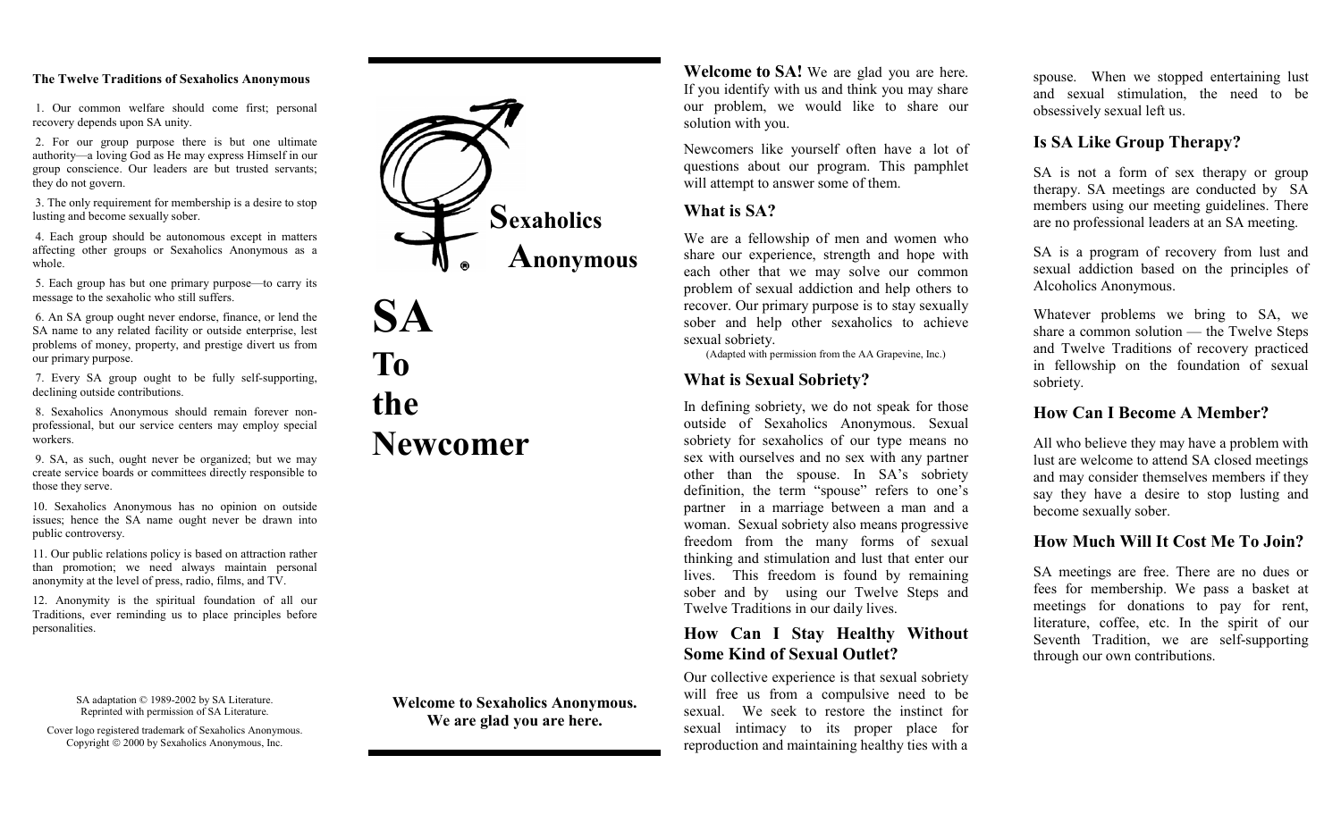### The Twelve Traditions of Sexaholics Anonymous

1. Our common welfare should come first; personal recovery depends upon SA unity.
2. For our group purpose there is but one ultimate authority—a loving God as He may express Himself in our group conscience. Our leaders are but trusted servants; they do not govern.
3. The only requirement for membership is a desire to stop lusting and become sexually sober.
4. Each group should be autonomous except in matters affecting other groups or Sexaholics Anonymous as a whole.
5. Each group has but one primary purpose—to carry its message to the sexaholic who still suffers.
6. An SA group ought never endorse, finance, or lend the SA name to any related facility or outside enterprise, lest problems of money, property, and prestige divert us from our primary purpose.
7. Every SA group ought to be fully self-supporting, declining outside contributions.
8. Sexaholics Anonymous should remain forever non-professional, but our service centers may employ special workers.
9. SA, as such, ought never be organized; but we may create service boards or committees directly responsible to those they serve.
10. Sexaholics Anonymous has no opinion on outside issues; hence the SA name ought never be drawn into public controversy.
11. Our public relations policy is based on attraction rather than promotion; we need always maintain personal anonymity at the level of press, radio, films, and TV.
12. Anonymity is the spiritual foundation of all our Traditions, ever reminding us to place principles before personalities.

SA adaptation © 1989-2002 by SA Literature. Reprinted with permission of SA Literature.

Cover logo registered trademark of Sexaholics Anonymous. Copyright © 2000 by Sexaholics Anonymous, Inc.

**Sexaholics Anonymous** ®

# SA To the Newcomer

**Welcome to Sexaholics Anonymous. We are glad you are here.**

**Welcome to SA!** We are glad you are here. If you identify with us and think you may share our problem, we would like to share our solution with you.

Newcomers like yourself often have a lot of questions about our program. This pamphlet will attempt to answer some of them.

## What is SA?

We are a fellowship of men and women who share our experience, strength and hope with each other that we may solve our common problem of sexual addiction and help others to recover. Our primary purpose is to stay sexually sober and help other sexaholics to achieve sexual sobriety.

(Adapted with permission from the AA Grapevine, Inc.)

## What is Sexual Sobriety?

In defining sobriety, we do not speak for those outside of Sexaholics Anonymous. Sexual sobriety for sexaholics of our type means no sex with ourselves and no sex with any partner other than the spouse. In SA's sobriety definition, the term "spouse" refers to one's partner in a marriage between a man and a woman. Sexual sobriety also means progressive freedom from the many forms of sexual thinking and stimulation and lust that enter our lives. This freedom is found by remaining sober and by using our Twelve Steps and Twelve Traditions in our daily lives.

## How Can I Stay Healthy Without Some Kind of Sexual Outlet?

Our collective experience is that sexual sobriety will free us from a compulsive need to be sexual. We seek to restore the instinct for sexual intimacy to its proper place for reproduction and maintaining healthy ties with a spouse. When we stopped entertaining lust and sexual stimulation, the need to be obsessively sexual left us.

## Is SA Like Group Therapy?

SA is not a form of sex therapy or group therapy. SA meetings are conducted by SA members using our meeting guidelines. There are no professional leaders at an SA meeting.

SA is a program of recovery from lust and sexual addiction based on the principles of Alcoholics Anonymous.

Whatever problems we bring to SA, we share a common solution — the Twelve Steps and Twelve Traditions of recovery practiced in fellowship on the foundation of sexual sobriety.

## How Can I Become A Member?

All who believe they may have a problem with lust are welcome to attend SA closed meetings and may consider themselves members if they say they have a desire to stop lusting and become sexually sober.

## How Much Will It Cost Me To Join?

SA meetings are free. There are no dues or fees for membership. We pass a basket at meetings for donations to pay for rent, literature, coffee, etc. In the spirit of our Seventh Tradition, we are self-supporting through our own contributions.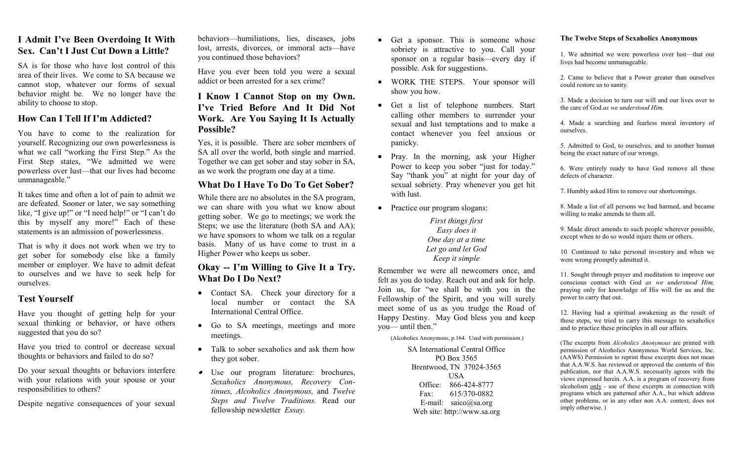## I Admit I've Been Overdoing It With Sex. Can't I Just Cut Down a Little?

SA is for those who have lost control of this area of their lives. We come to SA because we cannot stop, whatever our forms of sexual behavior might be. We no longer have the ability to choose to stop.

## How Can I Tell If I'm Addicted?

You have to come to the realization for yourself. Recognizing our own powerlessness is what we call "working the First Step." As the First Step states, "We admitted we were powerless over lust—that our lives had become unmanageable."

It takes time and often a lot of pain to admit we are defeated. Sooner or later, we say something like, "I give up!" or "I need help!" or "I can't do this by myself any more!" Each of these statements is an admission of powerlessness.

That is why it does not work when we try to get sober for somebody else like a family member or employer. We have to admit defeat to ourselves and we have to seek help for ourselves.

## Test Yourself

Have you thought of getting help for your sexual thinking or behavior, or have others suggested that you do so?

Have you tried to control or decrease sexual thoughts or behaviors and failed to do so?

Do your sexual thoughts or behaviors interfere with your relations with your spouse or your responsibilities to others?

Despite negative consequences of your sexual behaviors—humiliations, lies, diseases, jobs lost, arrests, divorces, or immoral acts—have you continued those behaviors?

Have you ever been told you were a sexual addict or been arrested for a sex crime?

## I Know I Cannot Stop on my Own. I've Tried Before And It Did Not Work. Are You Saying It Is Actually Possible?

Yes, it is possible. There are sober members of SA all over the world, both single and married. Together we can get sober and stay sober in SA, as we work the program one day at a time.

## What Do I Have To Do To Get Sober?

While there are no absolutes in the SA program, we can share with you what we know about getting sober. We go to meetings; we work the Steps; we use the literature (both SA and AA); we have sponsors to whom we talk on a regular basis. Many of us have come to trust in a Higher Power who keeps us sober.

## Okay -- I'm Willing to Give It a Try. What Do I Do Next?

- Contact SA. Check your directory for a local number or contact the SA International Central Office.
- Go to SA meetings, meetings and more meetings.
- Talk to sober sexaholics and ask them how they got sober.
- Use our program literature: brochures, *Sexaholics Anonymous, Recovery Continues, Alcoholics Anonymous,* and *Twelve Steps and Twelve Traditions.* Read our fellowship newsletter *Essay.*
- Get a sponsor. This is someone whose sobriety is attractive to you. Call your sponsor on a regular basis—every day if possible. Ask for suggestions.
- WORK THE STEPS. Your sponsor will show you how.
- Get a list of telephone numbers. Start calling other members to surrender your sexual and lust temptations and to make a contact whenever you feel anxious or panicky.
- Pray. In the morning, ask your Higher Power to keep you sober "just for today." Say "thank you" at night for your day of sexual sobriety. Pray whenever you get hit with lust.
- Practice our program slogans:

*First things first*
*Easy does it*
*One day at a time*
*Let go and let God*
*Keep it simple*

Remember we were all newcomers once, and felt as you do today. Reach out and ask for help. Join us, for "we shall be with you in the Fellowship of the Spirit, and you will surely meet some of us as you trudge the Road of Happy Destiny. May God bless you and keep you— until then."

(Alcoholics Anonymous, p.164. Used with permission.)

SA International Central Office
PO Box 3565
Brentwood, TN 37024-3565
USA
Office: 866-424-8777
Fax: 615/370-0882
E-mail: saico@sa.org
Web site: http://www.sa.org

**The Twelve Steps of Sexaholics Anonymous**

1. We admitted we were powerless over lust—that our lives had become unmanageable.

2. Came to believe that a Power greater than ourselves could restore us to sanity.

3. Made a decision to turn our will and our lives over to the care of God *as we understood Him.*

4. Made a searching and fearless moral inventory of ourselves.

5. Admitted to God, to ourselves, and to another human being the exact nature of our wrongs.

6. Were entirely ready to have God remove all these defects of character.

7. Humbly asked Him to remove our shortcomings.

8. Made a list of all persons we had harmed, and became willing to make amends to them all.

9. Made direct amends to such people wherever possible, except when to do so would injure them or others.

10. Continued to take personal inventory and when we were wrong promptly admitted it.

11. Sought through prayer and meditation to improve our conscious contact with God *as we understood Him,* praying only for knowledge of His will for us and the power to carry that out.

12. Having had a spiritual awakening as the result of these steps, we tried to carry this message to sexaholics and to practice these principles in all our affairs.

(The excerpts from *Alcoholics Anonymous* are printed with permission of Alcoholics Anonymous World Services, Inc. (AAWS) Permission to reprint these excerpts does not mean that A.A.W.S. has reviewed or approved the contents of this publication, nor that A.A.W.S. necessarily agrees with the views expressed herein. A.A. is a program of recovery from alcoholism only - use of these excerpts in connection with programs which are patterned after A.A., but which address other problems, or in any other non A.A. context, does not imply otherwise. )